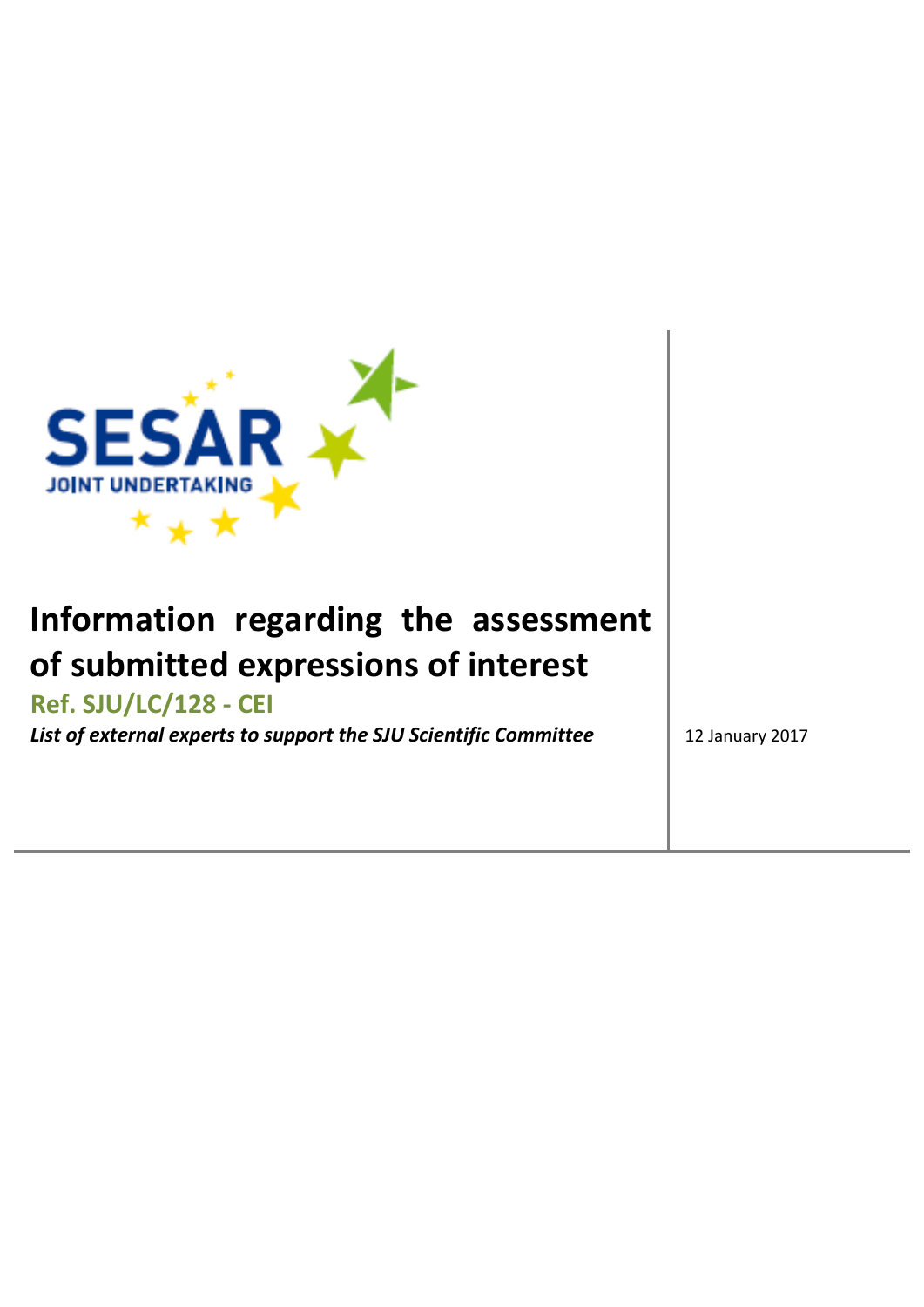# Information regarding the assessment of submitted expressions of interest

**Ref. SJU/LC/128 - CEI**

***List of external experts to support the SJU Scientific Committee***

12 January 2017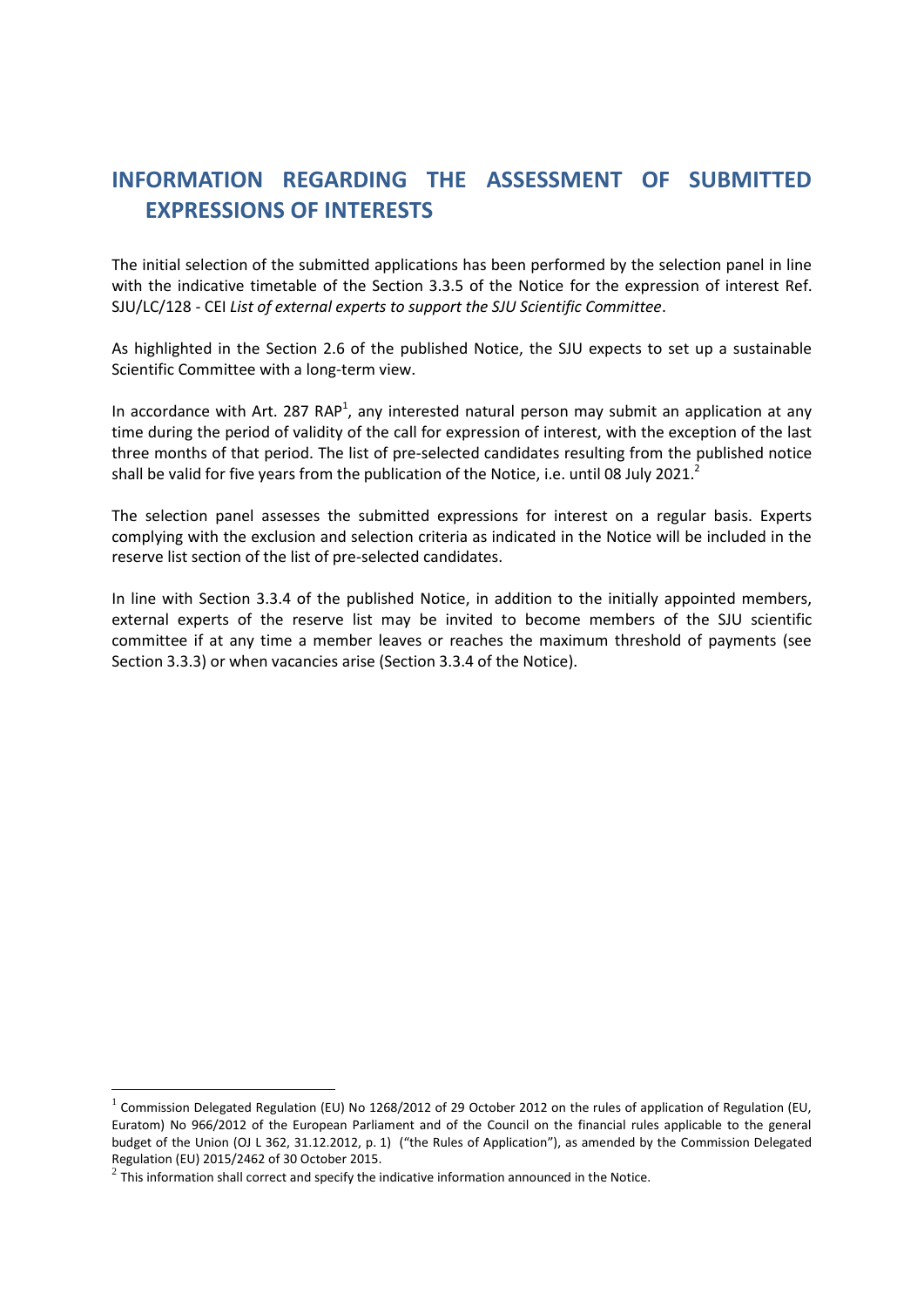# INFORMATION REGARDING THE ASSESSMENT OF SUBMITTED EXPRESSIONS OF INTERESTS

The initial selection of the submitted applications has been performed by the selection panel in line with the indicative timetable of the Section 3.3.5 of the Notice for the expression of interest Ref. SJU/LC/128 - CEI *List of external experts to support the SJU Scientific Committee*.

As highlighted in the Section 2.6 of the published Notice, the SJU expects to set up a sustainable Scientific Committee with a long-term view.

In accordance with Art. 287 RAP[1], any interested natural person may submit an application at any time during the period of validity of the call for expression of interest, with the exception of the last three months of that period. The list of pre-selected candidates resulting from the published notice shall be valid for five years from the publication of the Notice, i.e. until 08 July 2021.[2]

The selection panel assesses the submitted expressions for interest on a regular basis. Experts complying with the exclusion and selection criteria as indicated in the Notice will be included in the reserve list section of the list of pre-selected candidates.

In line with Section 3.3.4 of the published Notice, in addition to the initially appointed members, external experts of the reserve list may be invited to become members of the SJU scientific committee if at any time a member leaves or reaches the maximum threshold of payments (see Section 3.3.3) or when vacancies arise (Section 3.3.4 of the Notice).

---

[1] Commission Delegated Regulation (EU) No 1268/2012 of 29 October 2012 on the rules of application of Regulation (EU, Euratom) No 966/2012 of the European Parliament and of the Council on the financial rules applicable to the general budget of the Union (OJ L 362, 31.12.2012, p. 1) ("the Rules of Application"), as amended by the Commission Delegated Regulation (EU) 2015/2462 of 30 October 2015.

[2] This information shall correct and specify the indicative information announced in the Notice.